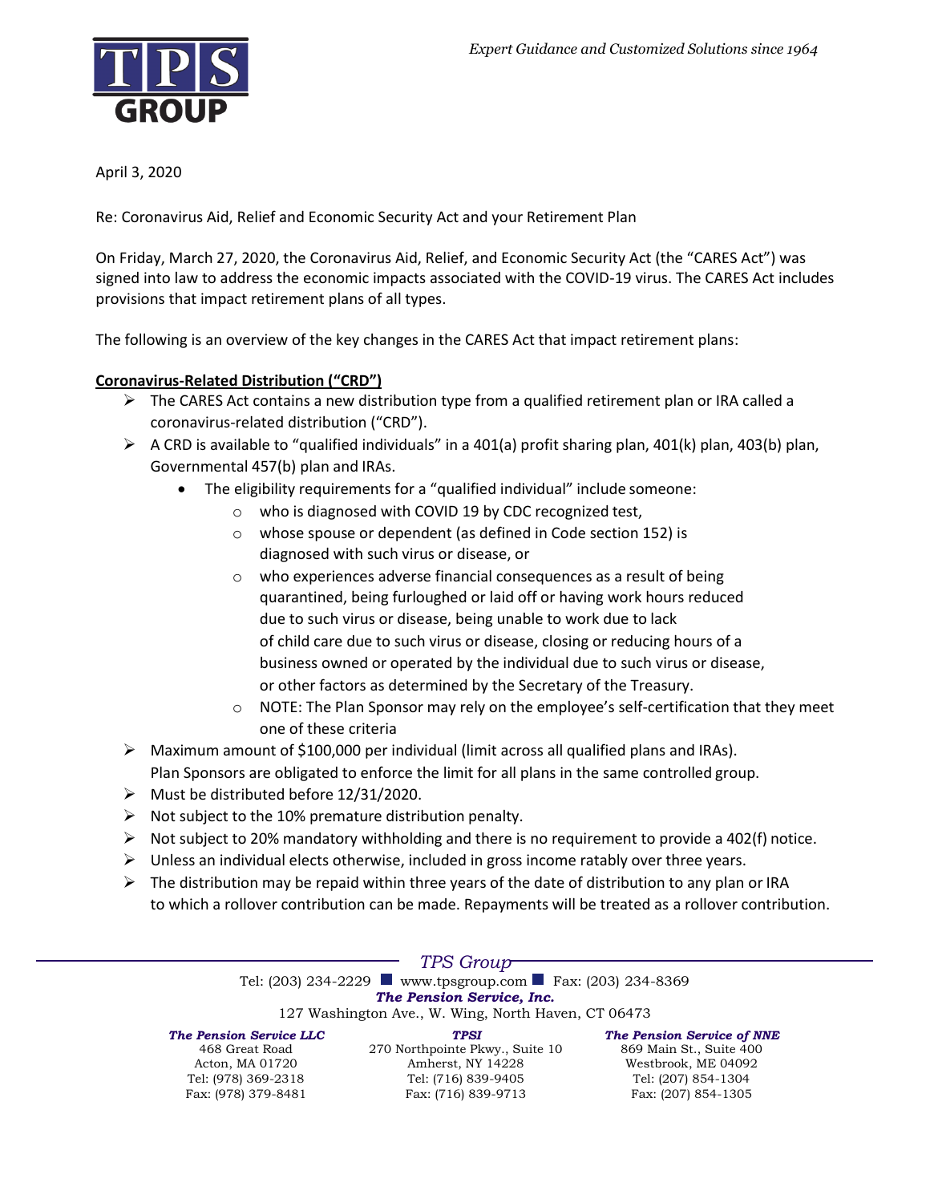*Expert Guidance and Customized Solutions since 1964*

April 3, 2020

Re: Coronavirus Aid, Relief and Economic Security Act and your Retirement Plan

On Friday, March 27, 2020, the Coronavirus Aid, Relief, and Economic Security Act (the "CARES Act") was signed into law to address the economic impacts associated with the COVID-19 virus. The CARES Act includes provisions that impact retirement plans of all types.

The following is an overview of the key changes in the CARES Act that impact retirement plans:

**Coronavirus-Related Distribution ("CRD")**

- The CARES Act contains a new distribution type from a qualified retirement plan or IRA called a coronavirus-related distribution ("CRD").
- A CRD is available to "qualified individuals" in a 401(a) profit sharing plan, 401(k) plan, 403(b) plan, Governmental 457(b) plan and IRAs.
  - The eligibility requirements for a "qualified individual" include someone:
    - who is diagnosed with COVID 19 by CDC recognized test,
    - whose spouse or dependent (as defined in Code section 152) is diagnosed with such virus or disease, or
    - who experiences adverse financial consequences as a result of being quarantined, being furloughed or laid off or having work hours reduced due to such virus or disease, being unable to work due to lack of child care due to such virus or disease, closing or reducing hours of a business owned or operated by the individual due to such virus or disease, or other factors as determined by the Secretary of the Treasury.
    - NOTE: The Plan Sponsor may rely on the employee's self-certification that they meet one of these criteria
- Maximum amount of $100,000 per individual (limit across all qualified plans and IRAs). Plan Sponsors are obligated to enforce the limit for all plans in the same controlled group.
- Must be distributed before 12/31/2020.
- Not subject to the 10% premature distribution penalty.
- Not subject to 20% mandatory withholding and there is no requirement to provide a 402(f) notice.
- Unless an individual elects otherwise, included in gross income ratably over three years.
- The distribution may be repaid within three years of the date of distribution to any plan or IRA to which a rollover contribution can be made. Repayments will be treated as a rollover contribution.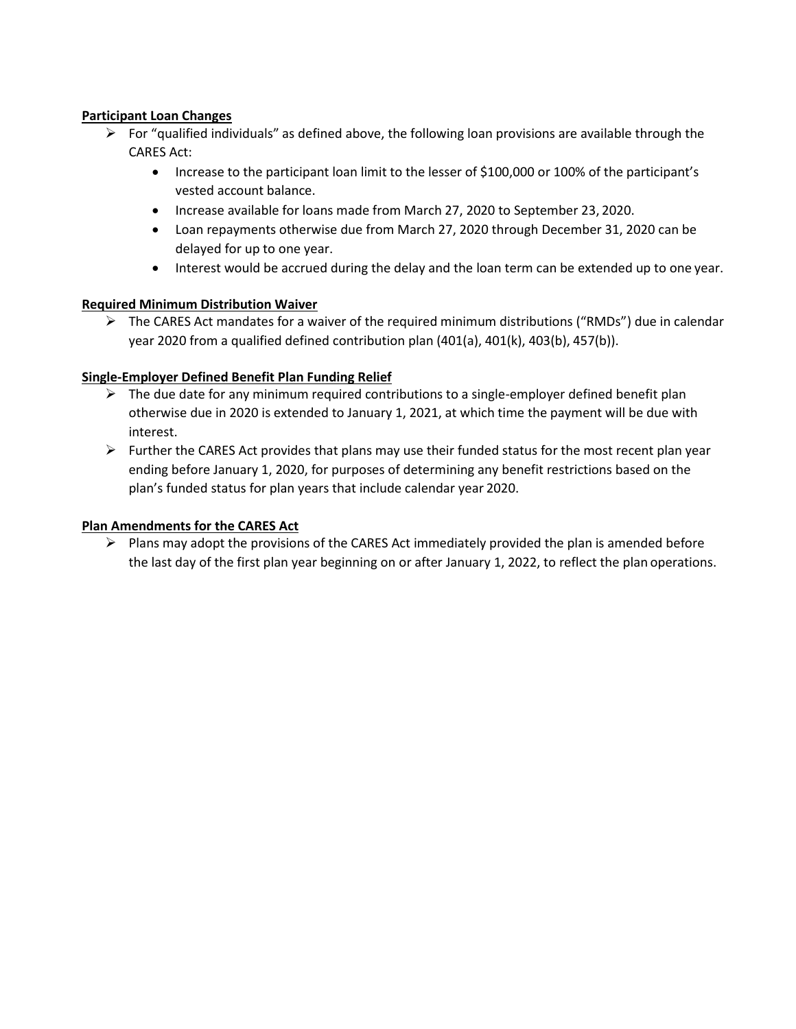**Participant Loan Changes**

- For "qualified individuals" as defined above, the following loan provisions are available through the CARES Act:
    - Increase to the participant loan limit to the lesser of $100,000 or 100% of the participant's vested account balance.
    - Increase available for loans made from March 27, 2020 to September 23, 2020.
    - Loan repayments otherwise due from March 27, 2020 through December 31, 2020 can be delayed for up to one year.
    - Interest would be accrued during the delay and the loan term can be extended up to one year.

**Required Minimum Distribution Waiver**

- The CARES Act mandates for a waiver of the required minimum distributions ("RMDs") due in calendar year 2020 from a qualified defined contribution plan (401(a), 401(k), 403(b), 457(b)).

**Single-Employer Defined Benefit Plan Funding Relief**

- The due date for any minimum required contributions to a single-employer defined benefit plan otherwise due in 2020 is extended to January 1, 2021, at which time the payment will be due with interest.
- Further the CARES Act provides that plans may use their funded status for the most recent plan year ending before January 1, 2020, for purposes of determining any benefit restrictions based on the plan's funded status for plan years that include calendar year 2020.

**Plan Amendments for the CARES Act**

- Plans may adopt the provisions of the CARES Act immediately provided the plan is amended before the last day of the first plan year beginning on or after January 1, 2022, to reflect the plan operations.